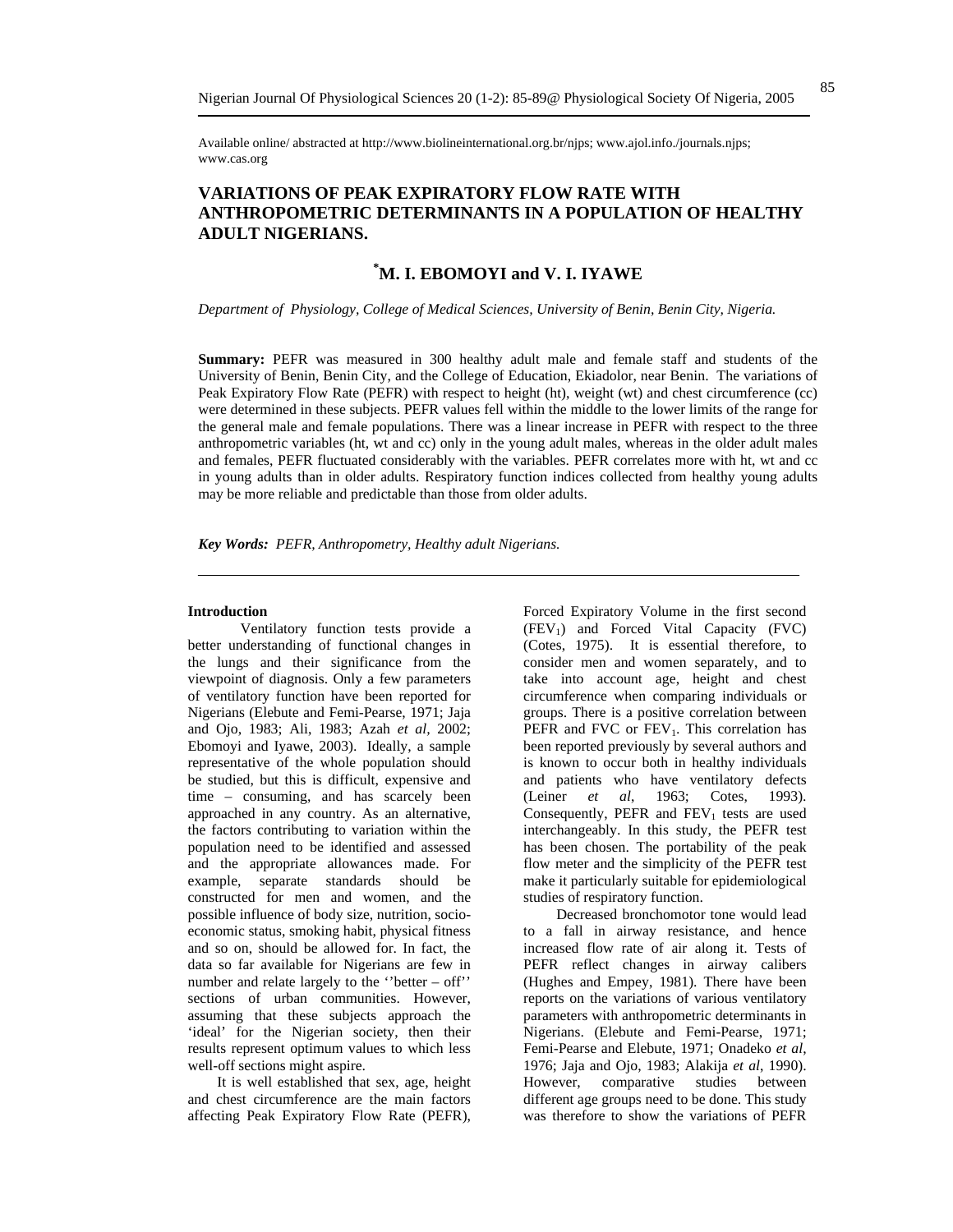Available online/ abstracted at http://www.biolineinternational.org.br/njps; www.ajol.info./journals.njps; www.cas.org

# VARIATIONS OF PEAK EXPIRATORY FLOW RATE WITH ANTHROPOMETRIC DETERMINANTS IN A POPULATION OF HEALTHY ADULT NIGERIANS.

**[*]M. I. EBOMOYI and V. I. IYAWE**

*Department of Physiology, College of Medical Sciences, University of Benin, Benin City, Nigeria.*

**Summary:** PEFR was measured in 300 healthy adult male and female staff and students of the University of Benin, Benin City, and the College of Education, Ekiadolor, near Benin. The variations of Peak Expiratory Flow Rate (PEFR) with respect to height (ht), weight (wt) and chest circumference (cc) were determined in these subjects. PEFR values fell within the middle to the lower limits of the range for the general male and female populations. There was a linear increase in PEFR with respect to the three anthropometric variables (ht, wt and cc) only in the young adult males, whereas in the older adult males and females, PEFR fluctuated considerably with the variables. PEFR correlates more with ht, wt and cc in young adults than in older adults. Respiratory function indices collected from healthy young adults may be more reliable and predictable than those from older adults.

***Key Words:** PEFR, Anthropometry, Healthy adult Nigerians.*

## Introduction

Ventilatory function tests provide a better understanding of functional changes in the lungs and their significance from the viewpoint of diagnosis. Only a few parameters of ventilatory function have been reported for Nigerians (Elebute and Femi-Pearse, 1971; Jaja and Ojo, 1983; Ali, 1983; Azah *et al*, 2002; Ebomoyi and Iyawe, 2003). Ideally, a sample representative of the whole population should be studied, but this is difficult, expensive and time – consuming, and has scarcely been approached in any country. As an alternative, the factors contributing to variation within the population need to be identified and assessed and the appropriate allowances made. For example, separate standards should be constructed for men and women, and the possible influence of body size, nutrition, socio-economic status, smoking habit, physical fitness and so on, should be allowed for. In fact, the data so far available for Nigerians are few in number and relate largely to the ''better – off'' sections of urban communities. However, assuming that these subjects approach the 'ideal' for the Nigerian society, then their results represent optimum values to which less well-off sections might aspire.

It is well established that sex, age, height and chest circumference are the main factors affecting Peak Expiratory Flow Rate (PEFR), Forced Expiratory Volume in the first second ($FEV_1$) and Forced Vital Capacity (FVC) (Cotes, 1975). It is essential therefore, to consider men and women separately, and to take into account age, height and chest circumference when comparing individuals or groups. There is a positive correlation between PEFR and FVC or $FEV_1$. This correlation has been reported previously by several authors and is known to occur both in healthy individuals and patients who have ventilatory defects (Leiner *et al*, 1963; Cotes, 1993). Consequently, PEFR and $FEV_1$ tests are used interchangeably. In this study, the PEFR test has been chosen. The portability of the peak flow meter and the simplicity of the PEFR test make it particularly suitable for epidemiological studies of respiratory function.

Decreased bronchomotor tone would lead to a fall in airway resistance, and hence increased flow rate of air along it. Tests of PEFR reflect changes in airway calibers (Hughes and Empey, 1981). There have been reports on the variations of various ventilatory parameters with anthropometric determinants in Nigerians. (Elebute and Femi-Pearse, 1971; Femi-Pearse and Elebute, 1971; Onadeko *et al*, 1976; Jaja and Ojo, 1983; Alakija *et al*, 1990). However, comparative studies between different age groups need to be done. This study was therefore to show the variations of PEFR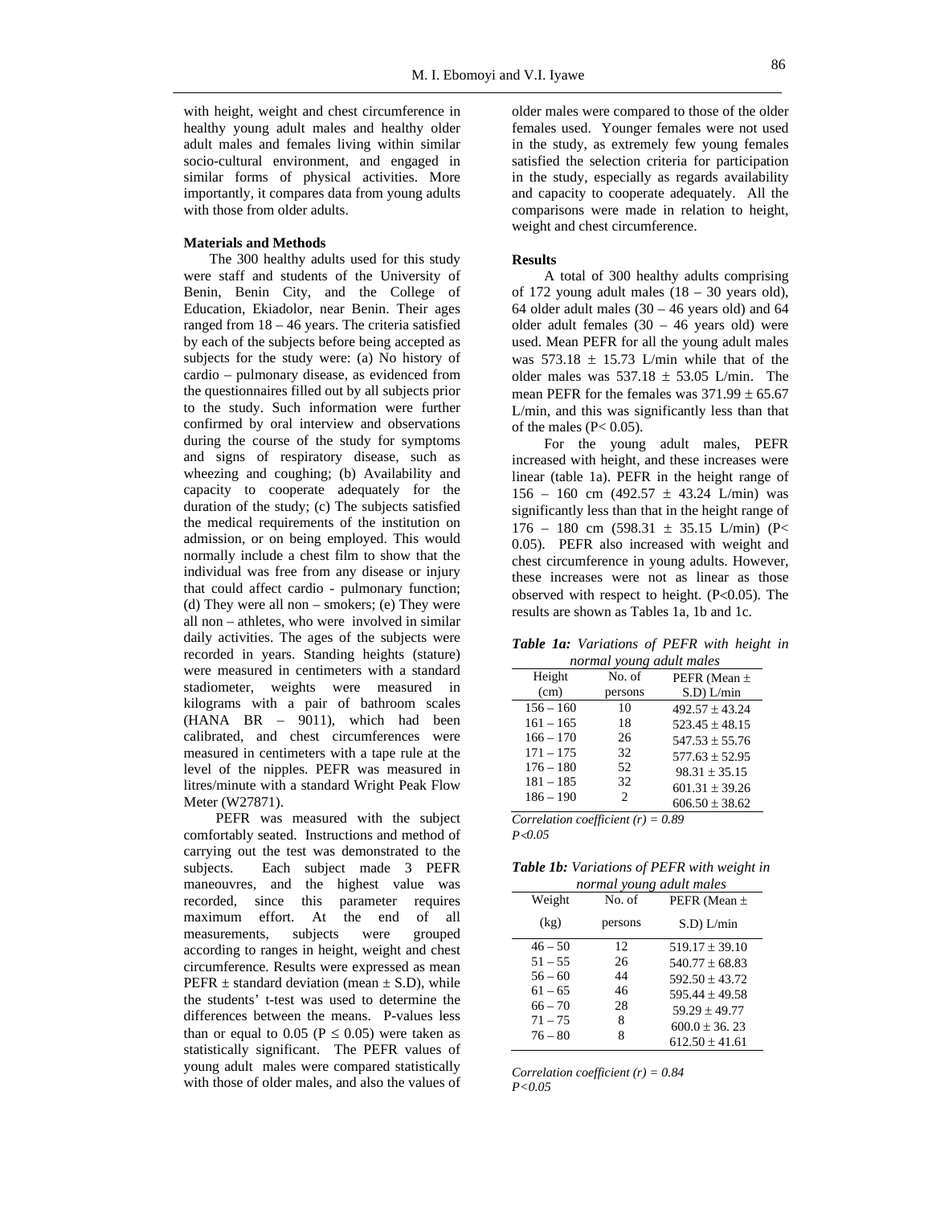with height, weight and chest circumference in healthy young adult males and healthy older adult males and females living within similar socio-cultural environment, and engaged in similar forms of physical activities. More importantly, it compares data from young adults with those from older adults.

## Materials and Methods

The 300 healthy adults used for this study were staff and students of the University of Benin, Benin City, and the College of Education, Ekiadolor, near Benin. Their ages ranged from 18 – 46 years. The criteria satisfied by each of the subjects before being accepted as subjects for the study were: (a) No history of cardio – pulmonary disease, as evidenced from the questionnaires filled out by all subjects prior to the study. Such information were further confirmed by oral interview and observations during the course of the study for symptoms and signs of respiratory disease, such as wheezing and coughing; (b) Availability and capacity to cooperate adequately for the duration of the study; (c) The subjects satisfied the medical requirements of the institution on admission, or on being employed. This would normally include a chest film to show that the individual was free from any disease or injury that could affect cardio - pulmonary function; (d) They were all non – smokers; (e) They were all non – athletes, who were involved in similar daily activities. The ages of the subjects were recorded in years. Standing heights (stature) were measured in centimeters with a standard stadiometer, weights were measured in kilograms with a pair of bathroom scales (HANA BR – 9011), which had been calibrated, and chest circumferences were measured in centimeters with a tape rule at the level of the nipples. PEFR was measured in litres/minute with a standard Wright Peak Flow Meter (W27871).

PEFR was measured with the subject comfortably seated. Instructions and method of carrying out the test was demonstrated to the subjects. Each subject made 3 PEFR maneouvres, and the highest value was recorded, since this parameter requires maximum effort. At the end of all measurements, subjects were grouped according to ranges in height, weight and chest circumference. Results were expressed as mean PEFR ± standard deviation (mean ± S.D), while the students' t-test was used to determine the differences between the means. P-values less than or equal to 0.05 ($P \leq 0.05$) were taken as statistically significant. The PEFR values of young adult males were compared statistically with those of older males, and also the values of older males were compared to those of the older females used. Younger females were not used in the study, as extremely few young females satisfied the selection criteria for participation in the study, especially as regards availability and capacity to cooperate adequately. All the comparisons were made in relation to height, weight and chest circumference.

## Results

A total of 300 healthy adults comprising of 172 young adult males (18 – 30 years old), 64 older adult males (30 – 46 years old) and 64 older adult females (30 – 46 years old) were used. Mean PEFR for all the young adult males was 573.18 ± 15.73 L/min while that of the older males was 537.18 ± 53.05 L/min. The mean PEFR for the females was 371.99 ± 65.67 L/min, and this was significantly less than that of the males ($P < 0.05$).

For the young adult males, PEFR increased with height, and these increases were linear (table 1a). PEFR in the height range of 156 – 160 cm (492.57 ± 43.24 L/min) was significantly less than that in the height range of 176 – 180 cm (598.31 ± 35.15 L/min) ($P < 0.05$). PEFR also increased with weight and chest circumference in young adults. However, these increases were not as linear as those observed with respect to height. ($P<0.05$). The results are shown as Tables 1a, 1b and 1c.

***Table 1a:** Variations of PEFR with height in normal young adult males*

| Height (cm) | No. of persons | PEFR (Mean ± S.D) L/min |
|---|---|---|
| 156 – 160 | 10 | 492.57 ± 43.24 |
| 161 – 165 | 18 | 523.45 ± 48.15 |
| 166 – 170 | 26 | 547.53 ± 55.76 |
| 171 – 175 | 32 | 577.63 ± 52.95 |
| 176 – 180 | 52 | 98.31 ± 35.15 |
| 181 – 185 | 32 | 601.31 ± 39.26 |
| 186 – 190 | 2 | 606.50 ± 38.62 |

*Correlation coefficient (r) = 0.89*
*P<0.05*

***Table 1b:** Variations of PEFR with weight in normal young adult males*

| Weight (kg) | No. of persons | PEFR (Mean ± S.D) L/min |
|---|---|---|
| 46 – 50 | 12 | 519.17 ± 39.10 |
| 51 – 55 | 26 | 540.77 ± 68.83 |
| 56 – 60 | 44 | 592.50 ± 43.72 |
| 61 – 65 | 46 | 595.44 ± 49.58 |
| 66 – 70 | 28 | 59.29 ± 49.77 |
| 71 – 75 | 8 | 600.0 ± 36. 23 |
| 76 – 80 | 8 | 612.50 ± 41.61 |

*Correlation coefficient (r) = 0.84*
*P<0.05*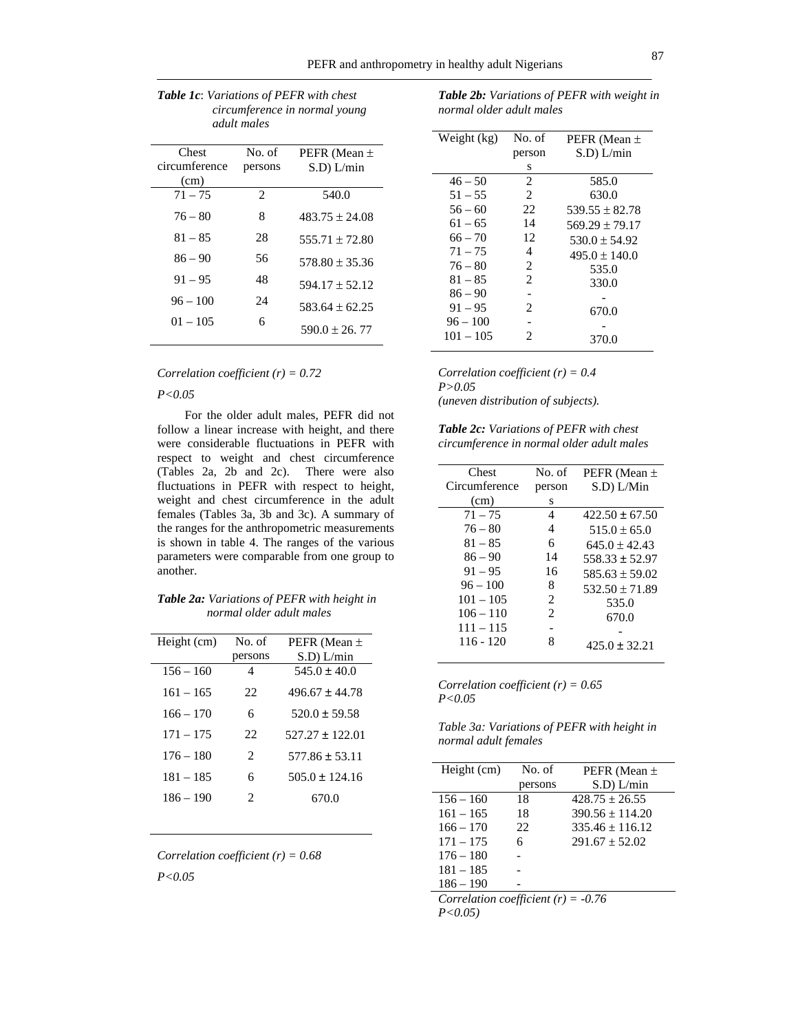***Table 1c**: Variations of PEFR with chest circumference in normal young adult males*

| Chest circumference (cm) | No. of persons | PEFR (Mean ± S.D) L/min |
|---|---|---|
| 71 – 75 | 2 | 540.0 |
| 76 – 80 | 8 | 483.75 ± 24.08 |
| 81 – 85 | 28 | 555.71 ± 72.80 |
| 86 – 90 | 56 | 578.80 ± 35.36 |
| 91 – 95 | 48 | 594.17 ± 52.12 |
| 96 – 100 | 24 | 583.64 ± 62.25 |
| 01 – 105 | 6 | 590.0 ± 26. 77 |

*Correlation coefficient (r) = 0.72*

*P<0.05*

For the older adult males, PEFR did not follow a linear increase with height, and there were considerable fluctuations in PEFR with respect to weight and chest circumference (Tables 2a, 2b and 2c). There were also fluctuations in PEFR with respect to height, weight and chest circumference in the adult females (Tables 3a, 3b and 3c). A summary of the ranges for the anthropometric measurements is shown in table 4. The ranges of the various parameters were comparable from one group to another.

***Table 2a:** Variations of PEFR with height in normal older adult males*

| Height (cm) | No. of persons | PEFR (Mean ± S.D) L/min |
|---|---|---|
| 156 – 160 | 4 | 545.0 ± 40.0 |
| 161 – 165 | 22 | 496.67 ± 44.78 |
| 166 – 170 | 6 | 520.0 ± 59.58 |
| 171 – 175 | 22 | 527.27 ± 122.01 |
| 176 – 180 | 2 | 577.86 ± 53.11 |
| 181 – 185 | 6 | 505.0 ± 124.16 |
| 186 – 190 | 2 | 670.0 |

*Correlation coefficient (r) = 0.68*

*P<0.05*

***Table 2b:** Variations of PEFR with weight in normal older adult males*

| Weight (kg) | No. of persons | PEFR (Mean ± S.D) L/min |
|---|---|---|
| 46 – 50 | 2 | 585.0 |
| 51 – 55 | 2 | 630.0 |
| 56 – 60 | 22 | 539.55 ± 82.78 |
| 61 – 65 | 14 | 569.29 ± 79.17 |
| 66 – 70 | 12 | 530.0 ± 54.92 |
| 71 – 75 | 4 | 495.0 ± 140.0 |
| 76 – 80 | 2 | 535.0 |
| 81 – 85 | 2 | 330.0 |
| 86 – 90 | - | - |
| 91 – 95 | 2 | 670.0 |
| 96 – 100 | - | - |
| 101 – 105 | 2 | 370.0 |

*Correlation coefficient (r) = 0.4*
*P>0.05*
*(uneven distribution of subjects).*

***Table 2c:** Variations of PEFR with chest circumference in normal older adult males*

| Chest Circumference (cm) | No. of persons | PEFR (Mean ± S.D) L/Min |
|---|---|---|
| 71 – 75 | 4 | 422.50 ± 67.50 |
| 76 – 80 | 4 | 515.0 ± 65.0 |
| 81 – 85 | 6 | 645.0 ± 42.43 |
| 86 – 90 | 14 | 558.33 ± 52.97 |
| 91 – 95 | 16 | 585.63 ± 59.02 |
| 96 – 100 | 8 | 532.50 ± 71.89 |
| 101 – 105 | 2 | 535.0 |
| 106 – 110 | 2 | 670.0 |
| 111 – 115 | - | - |
| 116 - 120 | 8 | 425.0 ± 32.21 |

*Correlation coefficient (r) = 0.65*
*P<0.05*

*Table 3a: Variations of PEFR with height in normal adult females*

| Height (cm) | No. of persons | PEFR (Mean ± S.D) L/min |
|---|---|---|
| 156 – 160 | 18 | 428.75 ± 26.55 |
| 161 – 165 | 18 | 390.56 ± 114.20 |
| 166 – 170 | 22 | 335.46 ± 116.12 |
| 171 – 175 | 6 | 291.67 ± 52.02 |
| 176 – 180 | - | |
| 181 – 185 | - | |
| 186 – 190 | - | |

*Correlation coefficient (r) = -0.76*
*P<0.05)*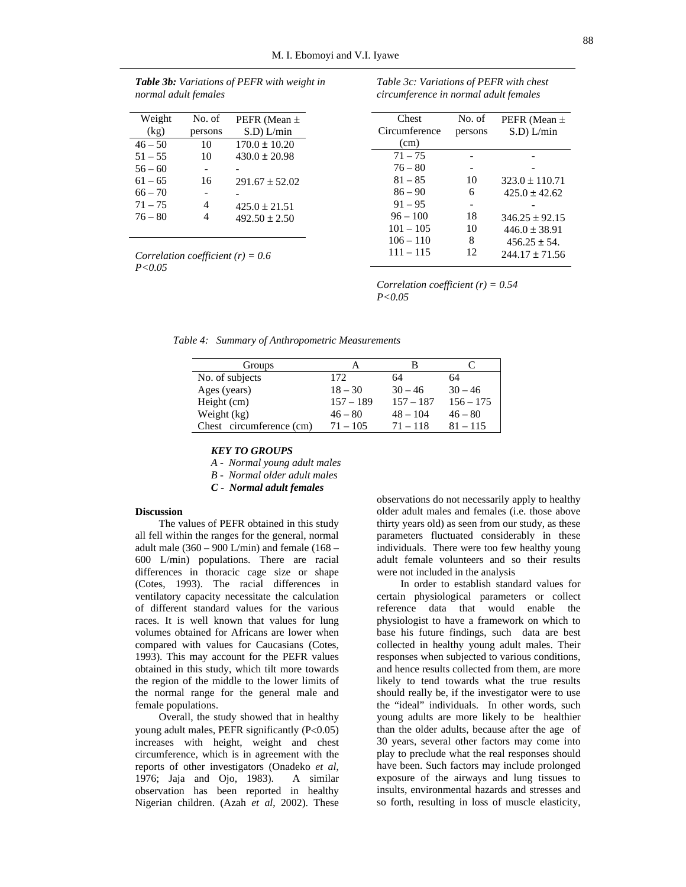***Table 3b:*** *Variations of PEFR with weight in normal adult females*

| Weight (kg) | No. of persons | PEFR (Mean ± S.D) L/min |
|---|---|---|
| 46 – 50 | 10 | 170.0 ± 10.20 |
| 51 – 55 | 10 | 430.0 ± 20.98 |
| 56 – 60 | - | - |
| 61 – 65 | 16 | 291.67 ± 52.02 |
| 66 – 70 | - | - |
| 71 – 75 | 4 | 425.0 ± 21.51 |
| 76 – 80 | 4 | 492.50 ± 2.50 |

*Correlation coefficient (r) = 0.6*
*P<0.05*

*Table 3c: Variations of PEFR with chest circumference in normal adult females*

| Chest Circumference (cm) | No. of persons | PEFR (Mean ± S.D) L/min |
|---|---|---|
| 71 – 75 | - | - |
| 76 – 80 | - | - |
| 81 – 85 | 10 | 323.0 ± 110.71 |
| 86 – 90 | 6 | 425.0 ± 42.62 |
| 91 – 95 | - | - |
| 96 – 100 | 18 | 346.25 ± 92.15 |
| 101 – 105 | 10 | 446.0 ± 38.91 |
| 106 – 110 | 8 | 456.25 ± 54. |
| 111 – 115 | 12 | 244.17 ± 71.56 |

*Correlation coefficient (r) = 0.54*
*P<0.05*

*Table 4: Summary of Anthropometric Measurements*

| Groups | A | B | C |
|---|---|---|---|
| No. of subjects | 172 | 64 | 64 |
| Ages (years) | 18 – 30 | 30 – 46 | 30 – 46 |
| Height (cm) | 157 – 189 | 157 – 187 | 156 – 175 |
| Weight (kg) | 46 – 80 | 48 – 104 | 46 – 80 |
| Chest circumference (cm) | 71 – 105 | 71 – 118 | 81 – 115 |

***KEY TO GROUPS***

*A - Normal young adult males*
*B - Normal older adult males*
***C - Normal adult females***

**Discussion**

The values of PEFR obtained in this study all fell within the ranges for the general, normal adult male (360 – 900 L/min) and female (168 – 600 L/min) populations. There are racial differences in thoracic cage size or shape (Cotes, 1993). The racial differences in ventilatory capacity necessitate the calculation of different standard values for the various races. It is well known that values for lung volumes obtained for Africans are lower when compared with values for Caucasians (Cotes, 1993). This may account for the PEFR values obtained in this study, which tilt more towards the region of the middle to the lower limits of the normal range for the general male and female populations.

Overall, the study showed that in healthy young adult males, PEFR significantly (P<0.05) increases with height, weight and chest circumference, which is in agreement with the reports of other investigators (Onadeko *et al*, 1976; Jaja and Ojo, 1983). A similar observation has been reported in healthy Nigerian children. (Azah *et al*, 2002). These observations do not necessarily apply to healthy older adult males and females (i.e. those above thirty years old) as seen from our study, as these parameters fluctuated considerably in these individuals. There were too few healthy young adult female volunteers and so their results were not included in the analysis

In order to establish standard values for certain physiological parameters or collect reference data that would enable the physiologist to have a framework on which to base his future findings, such data are best collected in healthy young adult males. Their responses when subjected to various conditions, and hence results collected from them, are more likely to tend towards what the true results should really be, if the investigator were to use the "ideal" individuals. In other words, such young adults are more likely to be healthier than the older adults, because after the age of 30 years, several other factors may come into play to preclude what the real responses should have been. Such factors may include prolonged exposure of the airways and lung tissues to insults, environmental hazards and stresses and so forth, resulting in loss of muscle elasticity,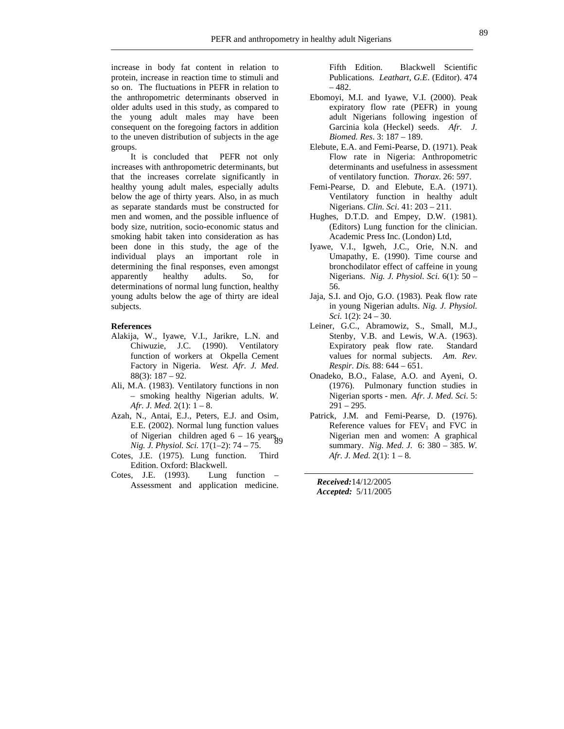increase in body fat content in relation to protein, increase in reaction time to stimuli and so on. The fluctuations in PEFR in relation to the anthropometric determinants observed in older adults used in this study, as compared to the young adult males may have been consequent on the foregoing factors in addition to the uneven distribution of subjects in the age groups.

It is concluded that PEFR not only increases with anthropometric determinants, but that the increases correlate significantly in healthy young adult males, especially adults below the age of thirty years. Also, in as much as separate standards must be constructed for men and women, and the possible influence of body size, nutrition, socio-economic status and smoking habit taken into consideration as has been done in this study, the age of the individual plays an important role in determining the final responses, even amongst apparently healthy adults. So, for determinations of normal lung function, healthy young adults below the age of thirty are ideal subjects.

## References

- Alakija, W., Iyawe, V.I., Jarikre, L.N. and Chiwuzie, J.C. (1990). Ventilatory function of workers at Okpella Cement Factory in Nigeria. *West. Afr. J. Med*. 88(3): 187 – 92.
- Ali, M.A. (1983). Ventilatory functions in non – smoking healthy Nigerian adults. *W. Afr. J. Med*. 2(1): 1 – 8.
- Azah, N., Antai, E.J., Peters, E.J. and Osim, E.E. (2002). Normal lung function values of Nigerian children aged 6 – 16 years. *Nig. J. Physiol. Sci.* 17(1–2): 74 – 75.
- Cotes, J.E. (1975). Lung function. Third Edition. Oxford: Blackwell.
- Cotes, J.E. (1993). Lung function – Assessment and application medicine. Fifth Edition. Blackwell Scientific Publications. *Leathart, G.E*. (Editor). 474 – 482.
- Ebomoyi, M.I. and Iyawe, V.I. (2000). Peak expiratory flow rate (PEFR) in young adult Nigerians following ingestion of Garcinia kola (Heckel) seeds. *Afr. J. Biomed. Res*. 3: 187 – 189.
- Elebute, E.A. and Femi-Pearse, D. (1971). Peak Flow rate in Nigeria: Anthropometric determinants and usefulness in assessment of ventilatory function. *Thorax*. 26: 597.
- Femi-Pearse, D. and Elebute, E.A. (1971). Ventilatory function in healthy adult Nigerians. *Clin. Sci*. 41: 203 – 211.
- Hughes, D.T.D. and Empey, D.W. (1981). (Editors) Lung function for the clinician. Academic Press Inc. (London) Ltd,
- Iyawe, V.I., Igweh, J.C., Orie, N.N. and Umapathy, E. (1990). Time course and bronchodilator effect of caffeine in young Nigerians. *Nig. J. Physiol. Sci.* 6(1): 50 – 56.
- Jaja, S.I. and Ojo, G.O. (1983). Peak flow rate in young Nigerian adults. *Nig. J. Physiol. Sci.* 1(2): 24 – 30.
- Leiner, G.C., Abramowiz, S., Small, M.J., Stenby, V.B. and Lewis, W.A. (1963). Expiratory peak flow rate. Standard values for normal subjects. *Am. Rev. Respir. Dis.* 88: 644 – 651.
- Onadeko, B.O., Falase, A.O. and Ayeni, O. (1976). Pulmonary function studies in Nigerian sports - men. *Afr. J. Med. Sci*. 5: 291 – 295.
- Patrick, J.M. and Femi-Pearse, D. (1976). Reference values for $FEV_1$ and FVC in Nigerian men and women: A graphical summary. *Nig. Med. J.* 6: 380 – 385. *W. Afr. J. Med.* 2(1): 1 – 8.

***Received:*** 14/12/2005
***Accepted:*** 5/11/2005